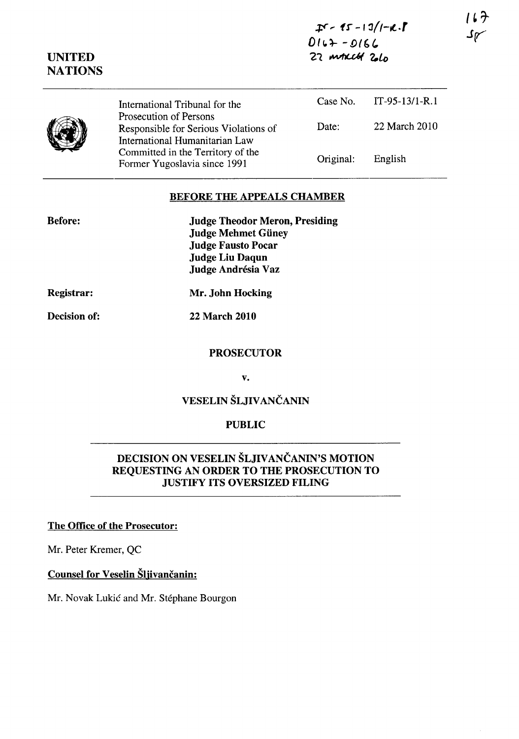IT-95-13/1-R.1
D167 - D166
22 MARCH 2010

167
SF

UNITED NATIONS

| International Tribunal for the Prosecution of Persons Responsible for Serious Violations of International Humanitarian Law Committed in the Territory of the Former Yugoslavia since 1991 | Case No. | IT-95-13/1-R.1 |
|---|---|---|
| | Date: | 22 March 2010 |
| | Original: | English |

**BEFORE THE APPEALS CHAMBER**

**Before:**

**Judge Theodor Meron, Presiding**
**Judge Mehmet Güney**
**Judge Fausto Pocar**
**Judge Liu Daqun**
**Judge Andrésia Vaz**

**Registrar:** **Mr. John Hocking**

**Decision of:** **22 March 2010**

**PROSECUTOR**

**v.**

**VESELIN ŠLJIVANČANIN**

**PUBLIC**

**DECISION ON VESELIN ŠLJIVANČANIN'S MOTION REQUESTING AN ORDER TO THE PROSECUTION TO JUSTIFY ITS OVERSIZED FILING**

**The Office of the Prosecutor:**

Mr. Peter Kremer, QC

**Counsel for Veselin Šljivančanin:**

Mr. Novak Lukić and Mr. Stéphane Bourgon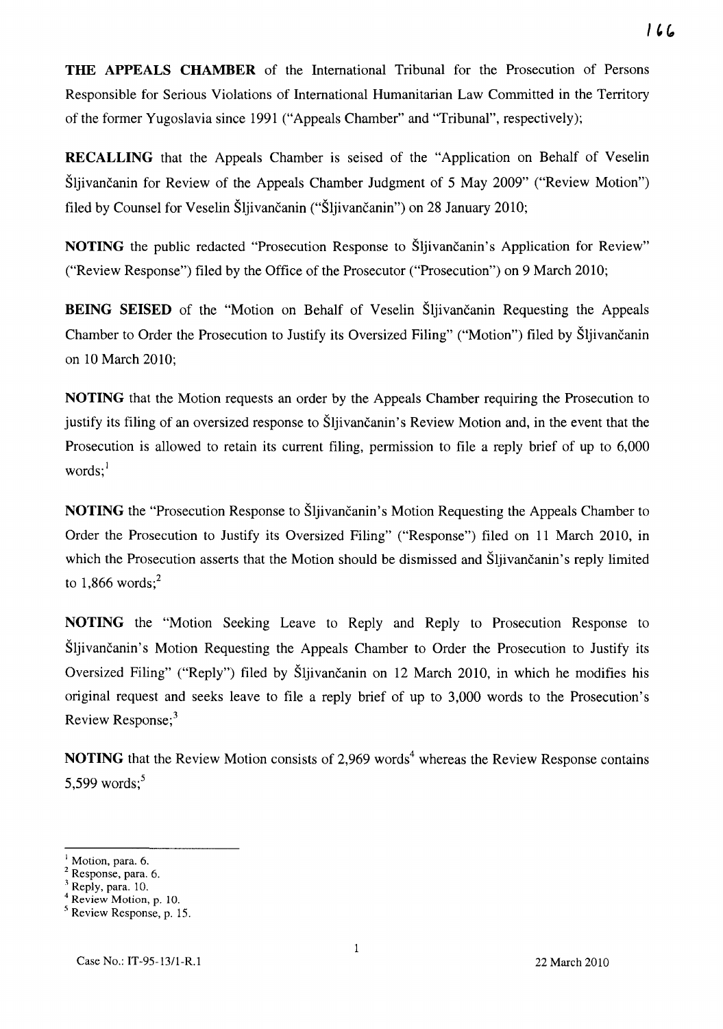**THE APPEALS CHAMBER** of the International Tribunal for the Prosecution of Persons Responsible for Serious Violations of International Humanitarian Law Committed in the Territory of the former Yugoslavia since 1991 ("Appeals Chamber" and "Tribunal", respectively);

**RECALLING** that the Appeals Chamber is seised of the "Application on Behalf of Veselin Šljivančanin for Review of the Appeals Chamber Judgment of 5 May 2009" ("Review Motion") filed by Counsel for Veselin Šljivančanin ("Šljivančanin") on 28 January 2010;

**NOTING** the public redacted "Prosecution Response to Šljivančanin's Application for Review" ("Review Response") filed by the Office of the Prosecutor ("Prosecution") on 9 March 2010;

**BEING SEISED** of the "Motion on Behalf of Veselin Šljivančanin Requesting the Appeals Chamber to Order the Prosecution to Justify its Oversized Filing" ("Motion") filed by Šljivančanin on 10 March 2010;

**NOTING** that the Motion requests an order by the Appeals Chamber requiring the Prosecution to justify its filing of an oversized response to Šljivančanin's Review Motion and, in the event that the Prosecution is allowed to retain its current filing, permission to file a reply brief of up to 6,000 words;[1]

**NOTING** the "Prosecution Response to Šljivančanin's Motion Requesting the Appeals Chamber to Order the Prosecution to Justify its Oversized Filing" ("Response") filed on 11 March 2010, in which the Prosecution asserts that the Motion should be dismissed and Šljivančanin's reply limited to 1,866 words;[2]

**NOTING** the "Motion Seeking Leave to Reply and Reply to Prosecution Response to Šljivančanin's Motion Requesting the Appeals Chamber to Order the Prosecution to Justify its Oversized Filing" ("Reply") filed by Šljivančanin on 12 March 2010, in which he modifies his original request and seeks leave to file a reply brief of up to 3,000 words to the Prosecution's Review Response;[3]

**NOTING** that the Review Motion consists of 2,969 words[4] whereas the Review Response contains 5,599 words;[5]

---

[1] Motion, para. 6.
[2] Response, para. 6.
[3] Reply, para. 10.
[4] Review Motion, p. 10.
[5] Review Response, p. 15.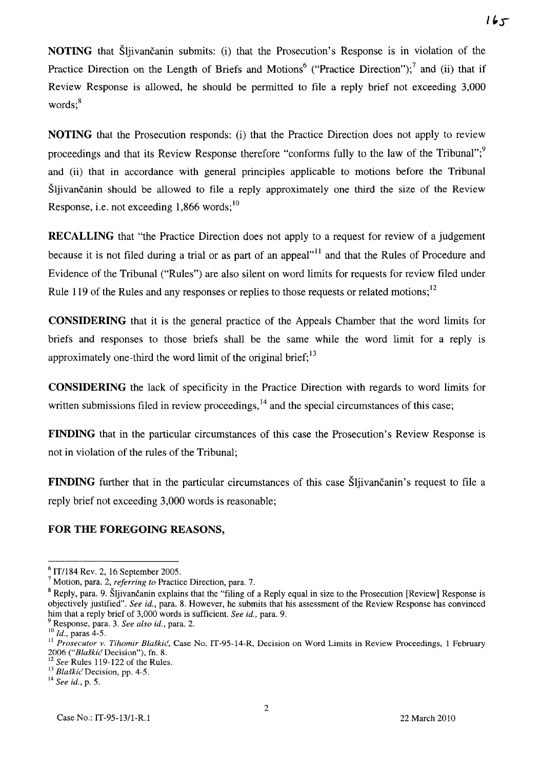**NOTING** that Šljivančanin submits: (i) that the Prosecution's Response is in violation of the Practice Direction on the Length of Briefs and Motions[6] ("Practice Direction");[7] and (ii) that if Review Response is allowed, he should be permitted to file a reply brief not exceeding 3,000 words;[8]

**NOTING** that the Prosecution responds: (i) that the Practice Direction does not apply to review proceedings and that its Review Response therefore "conforms fully to the law of the Tribunal";[9] and (ii) that in accordance with general principles applicable to motions before the Tribunal Šljivančanin should be allowed to file a reply approximately one third the size of the Review Response, i.e. not exceeding 1,866 words;[10]

**RECALLING** that "the Practice Direction does not apply to a request for review of a judgement because it is not filed during a trial or as part of an appeal"[11] and that the Rules of Procedure and Evidence of the Tribunal ("Rules") are also silent on word limits for requests for review filed under Rule 119 of the Rules and any responses or replies to those requests or related motions;[12]

**CONSIDERING** that it is the general practice of the Appeals Chamber that the word limits for briefs and responses to those briefs shall be the same while the word limit for a reply is approximately one-third the word limit of the original brief;[13]

**CONSIDERING** the lack of specificity in the Practice Direction with regards to word limits for written submissions filed in review proceedings,[14] and the special circumstances of this case;

**FINDING** that in the particular circumstances of this case the Prosecution's Review Response is not in violation of the rules of the Tribunal;

**FINDING** further that in the particular circumstances of this case Šljivančanin's request to file a reply brief not exceeding 3,000 words is reasonable;

**FOR THE FOREGOING REASONS,**

---

[6] IT/184 Rev. 2, 16 September 2005.

[7] Motion, para. 2, *referring to* Practice Direction, para. 7.

[8] Reply, para. 9. Šljivančanin explains that the "filing of a Reply equal in size to the Prosecution [Review] Response is objectively justified". *See id.*, para. 8. However, he submits that his assessment of the Review Response has convinced him that a reply brief of 3,000 words is sufficient. *See id.*, para. 9.

[9] Response, para. 3. *See also id.*, para. 2.

[10] *Id.*, paras 4-5.

[11] *Prosecutor v. Tihomir Blaškić*, Case No. IT-95-14-R, Decision on Word Limits in Review Proceedings, 1 February 2006 ("*Blaškić* Decision"), fn. 8.

[12] *See* Rules 119-122 of the Rules.

[13] *Blaškić* Decision, pp. 4-5.

[14] *See id.*, p. 5.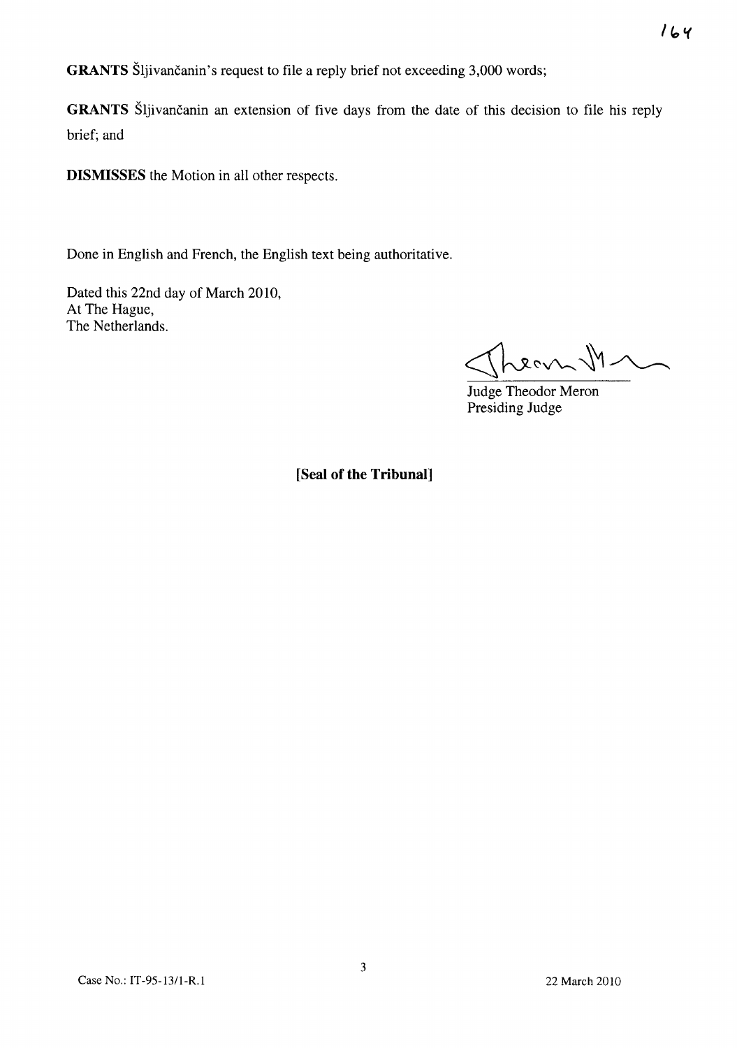**GRANTS** Šljivančanin's request to file a reply brief not exceeding 3,000 words;

**GRANTS** Šljivančanin an extension of five days from the date of this decision to file his reply brief; and

**DISMISSES** the Motion in all other respects.

Done in English and French, the English text being authoritative.

Dated this 22nd day of March 2010,
At The Hague,
The Netherlands.

Judge Theodor Meron
Presiding Judge

**[Seal of the Tribunal]**